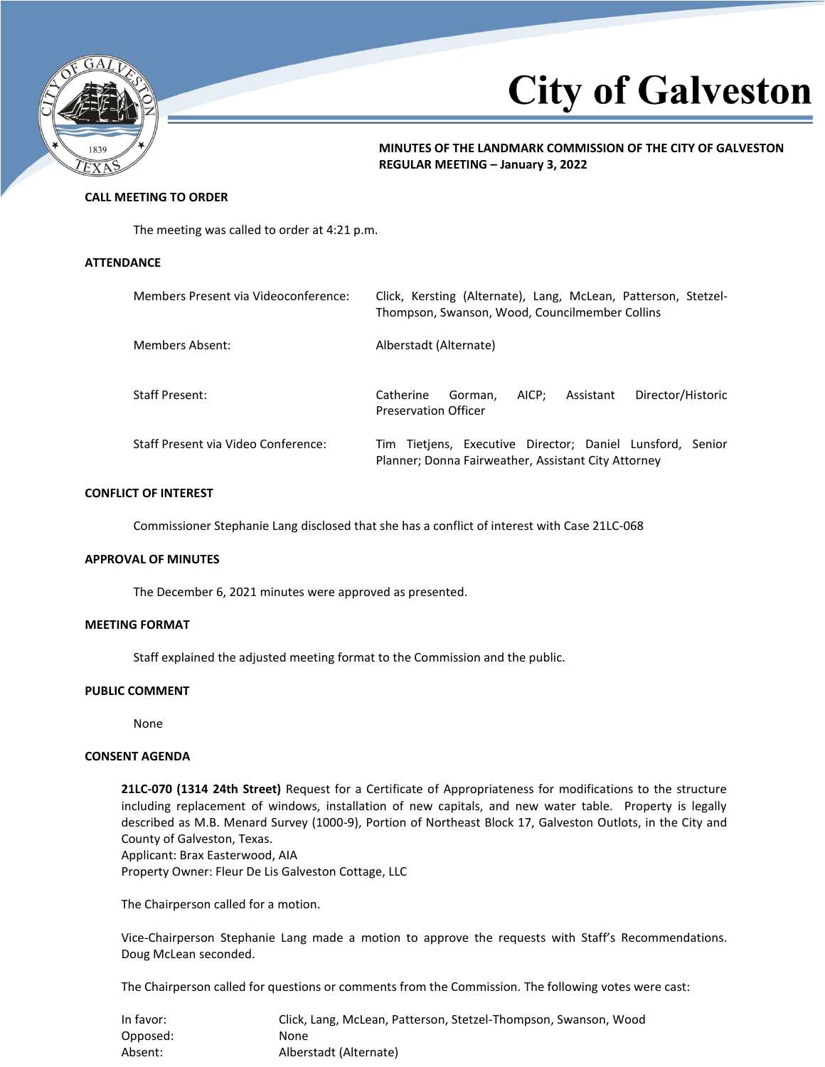# City of Galveston

**MINUTES OF THE LANDMARK COMMISSION OF THE CITY OF GALVESTON**
**REGULAR MEETING – January 3, 2022**

## CALL MEETING TO ORDER

The meeting was called to order at 4:21 p.m.

## ATTENDANCE

| | |
|---|---|
| Members Present via Videoconference: | Click, Kersting (Alternate), Lang, McLean, Patterson, Stetzel-Thompson, Swanson, Wood, Councilmember Collins |
| Members Absent: | Alberstadt (Alternate) |
| Staff Present: | Catherine Gorman, AICP; Assistant Director/Historic Preservation Officer |
| Staff Present via Video Conference: | Tim Tietjens, Executive Director; Daniel Lunsford, Senior Planner; Donna Fairweather, Assistant City Attorney |

## CONFLICT OF INTEREST

Commissioner Stephanie Lang disclosed that she has a conflict of interest with Case 21LC-068

## APPROVAL OF MINUTES

The December 6, 2021 minutes were approved as presented.

## MEETING FORMAT

Staff explained the adjusted meeting format to the Commission and the public.

## PUBLIC COMMENT

None

## CONSENT AGENDA

**21LC-070 (1314 24th Street)** Request for a Certificate of Appropriateness for modifications to the structure including replacement of windows, installation of new capitals, and new water table. Property is legally described as M.B. Menard Survey (1000-9), Portion of Northeast Block 17, Galveston Outlots, in the City and County of Galveston, Texas.
Applicant: Brax Easterwood, AIA
Property Owner: Fleur De Lis Galveston Cottage, LLC

The Chairperson called for a motion.

Vice-Chairperson Stephanie Lang made a motion to approve the requests with Staff's Recommendations. Doug McLean seconded.

The Chairperson called for questions or comments from the Commission. The following votes were cast:

| | |
|---|---|
| In favor: | Click, Lang, McLean, Patterson, Stetzel-Thompson, Swanson, Wood |
| Opposed: | None |
| Absent: | Alberstadt (Alternate) |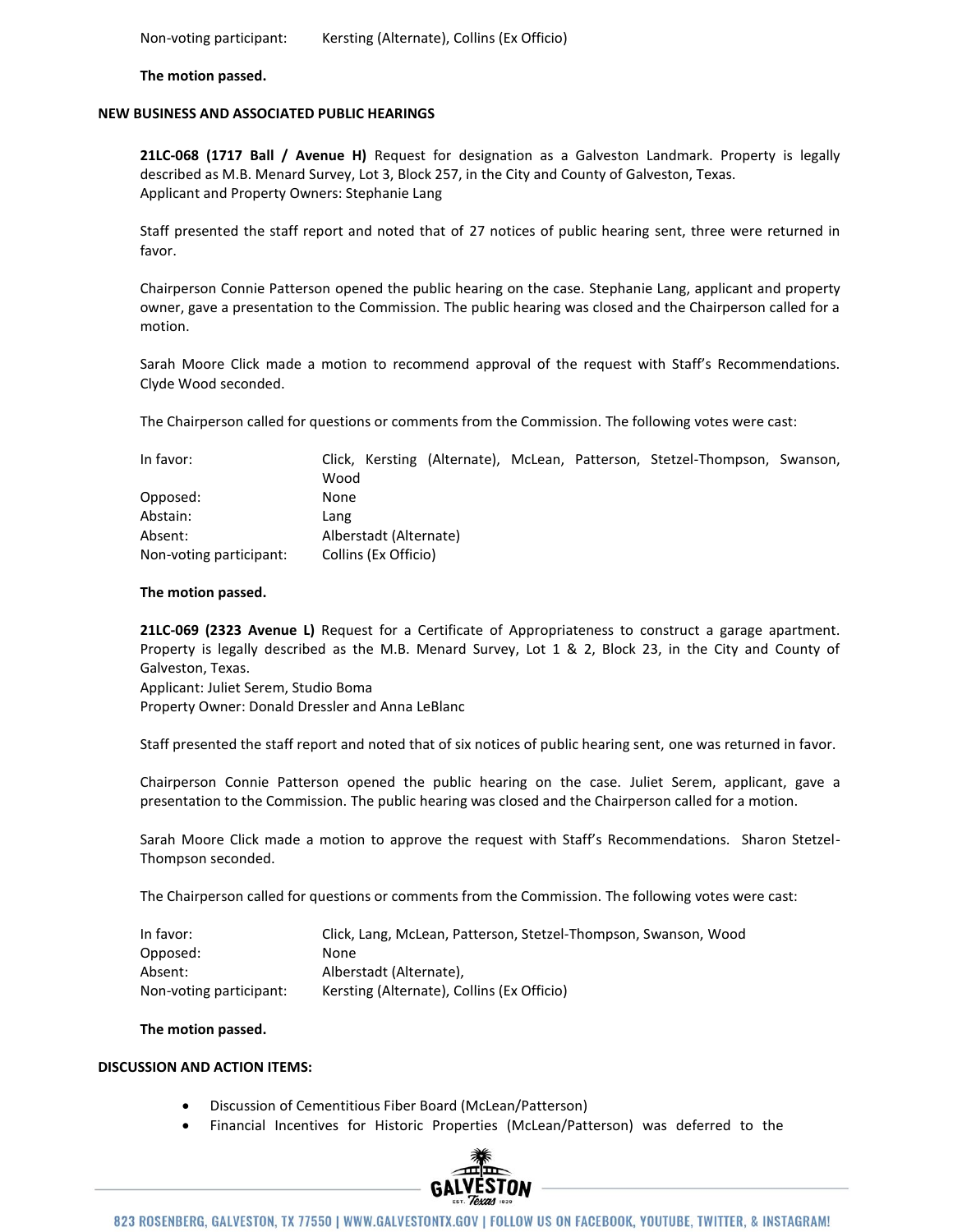| | |
|---|---|
| Non-voting participant: | Kersting (Alternate), Collins (Ex Officio) |

**The motion passed.**

**NEW BUSINESS AND ASSOCIATED PUBLIC HEARINGS**

**21LC-068 (1717 Ball / Avenue H)** Request for designation as a Galveston Landmark. Property is legally described as M.B. Menard Survey, Lot 3, Block 257, in the City and County of Galveston, Texas.
Applicant and Property Owners: Stephanie Lang

Staff presented the staff report and noted that of 27 notices of public hearing sent, three were returned in favor.

Chairperson Connie Patterson opened the public hearing on the case. Stephanie Lang, applicant and property owner, gave a presentation to the Commission. The public hearing was closed and the Chairperson called for a motion.

Sarah Moore Click made a motion to recommend approval of the request with Staff's Recommendations. Clyde Wood seconded.

The Chairperson called for questions or comments from the Commission. The following votes were cast:

| | |
|---|---|
| In favor: | Click, Kersting (Alternate), McLean, Patterson, Stetzel-Thompson, Swanson, Wood |
| Opposed: | None |
| Abstain: | Lang |
| Absent: | Alberstadt (Alternate) |
| Non-voting participant: | Collins (Ex Officio) |

**The motion passed.**

**21LC-069 (2323 Avenue L)** Request for a Certificate of Appropriateness to construct a garage apartment. Property is legally described as the M.B. Menard Survey, Lot 1 & 2, Block 23, in the City and County of Galveston, Texas.
Applicant: Juliet Serem, Studio Boma
Property Owner: Donald Dressler and Anna LeBlanc

Staff presented the staff report and noted that of six notices of public hearing sent, one was returned in favor.

Chairperson Connie Patterson opened the public hearing on the case. Juliet Serem, applicant, gave a presentation to the Commission. The public hearing was closed and the Chairperson called for a motion.

Sarah Moore Click made a motion to approve the request with Staff's Recommendations. Sharon Stetzel-Thompson seconded.

The Chairperson called for questions or comments from the Commission. The following votes were cast:

| | |
|---|---|
| In favor: | Click, Lang, McLean, Patterson, Stetzel-Thompson, Swanson, Wood |
| Opposed: | None |
| Absent: | Alberstadt (Alternate), |
| Non-voting participant: | Kersting (Alternate), Collins (Ex Officio) |

**The motion passed.**

**DISCUSSION AND ACTION ITEMS:**

- Discussion of Cementitious Fiber Board (McLean/Patterson)
- Financial Incentives for Historic Properties (McLean/Patterson) was deferred to the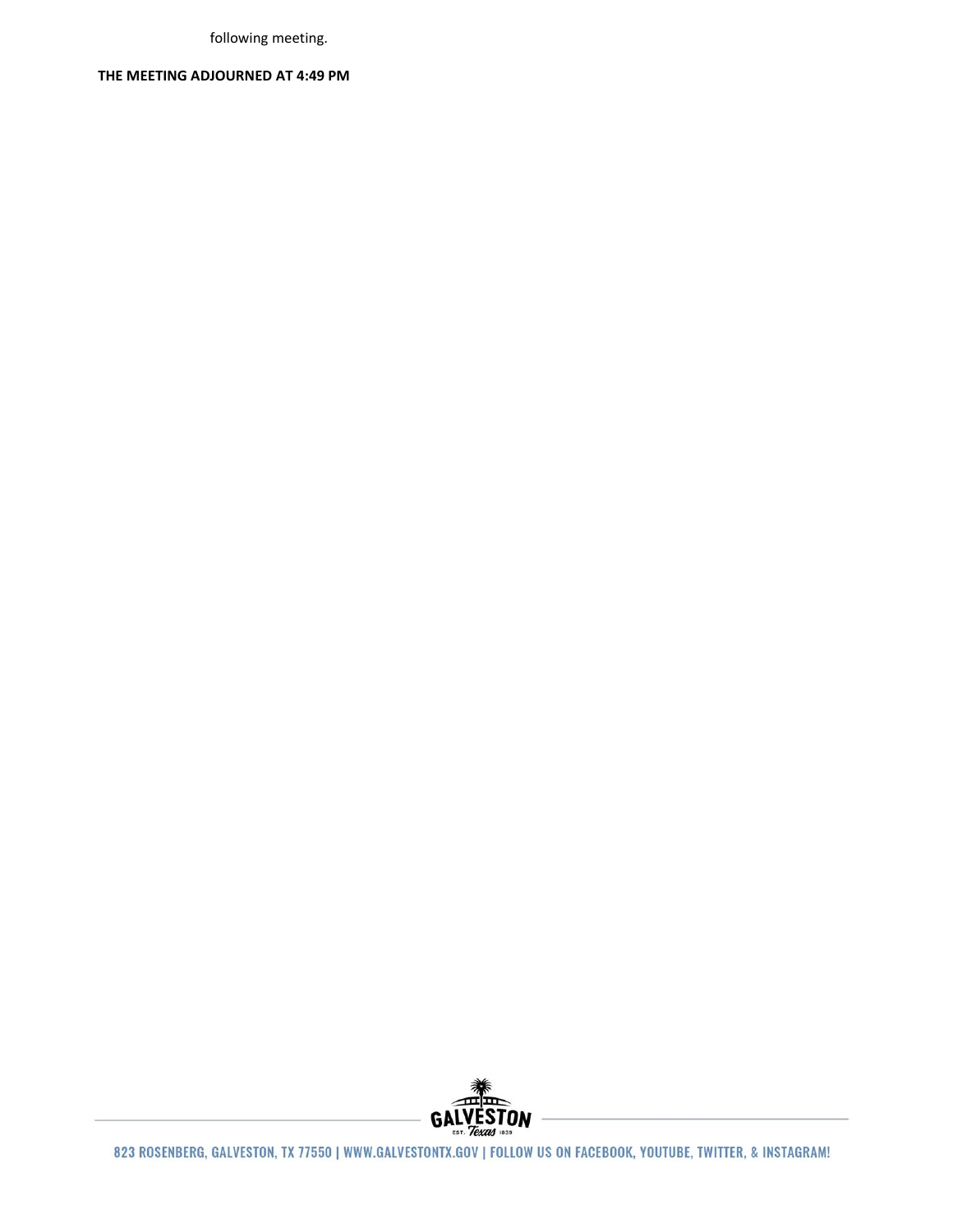following meeting.

**THE MEETING ADJOURNED AT 4:49 PM**